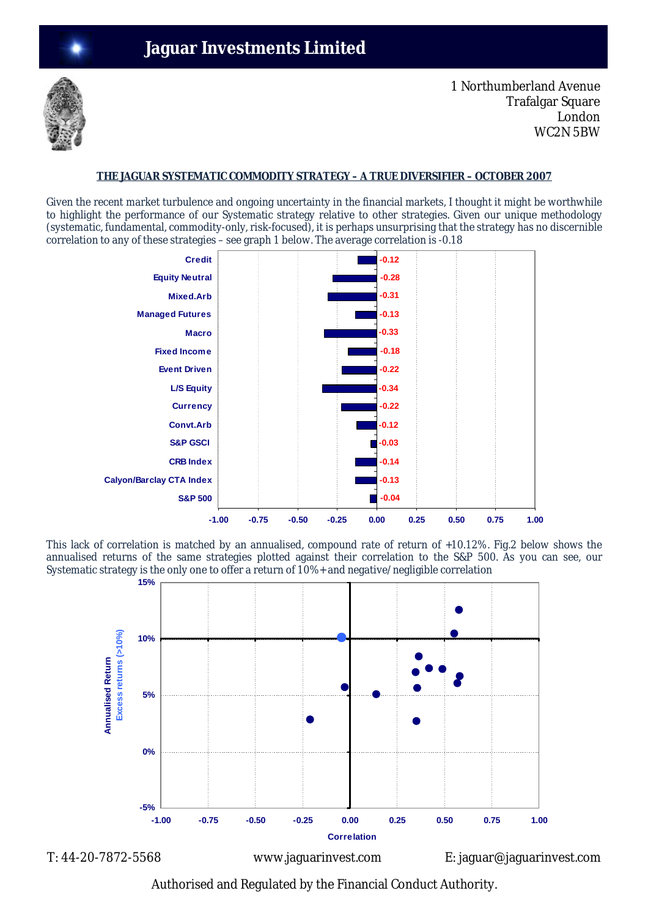# Jaguar Investments Limited

1 Northumberland Avenue
Trafalgar Square
London
WC2N 5BW

**THE JAGUAR SYSTEMATIC COMMODITY STRATEGY – A TRUE DIVERSIFIER – OCTOBER 2007**

Given the recent market turbulence and ongoing uncertainty in the financial markets, I thought it might be worthwhile to highlight the performance of our Systematic strategy relative to other strategies. Given our unique methodology (systematic, fundamental, commodity-only, risk-focused), it is perhaps unsurprising that the strategy has no discernible correlation to any of these strategies – see graph 1 below. The average correlation is -0.18

| Strategy | Correlation |
|---|---|
| Credit | -0.12 |
| Equity Neutral | -0.28 |
| Mixed.Arb | -0.31 |
| Managed Futures | -0.13 |
| Macro | -0.33 |
| Fixed Income | -0.18 |
| Event Driven | -0.22 |
| L/S Equity | -0.34 |
| Currency | -0.22 |
| Convt.Arb | -0.12 |
| S&P GSCI | -0.03 |
| CRB Index | -0.14 |
| Calyon/Barclay CTA Index | -0.13 |
| S&P 500 | -0.04 |

This lack of correlation is matched by an annualised, compound rate of return of +10.12%. Fig.2 below shows the annualised returns of the same strategies plotted against their correlation to the S&P 500. As you can see, our Systematic strategy is the only one to offer a return of 10%+ and negative/negligible correlation

T: 44-20-7872-5568 www.jaguarinvest.com E: jaguar@jaguarinvest.com

Authorised and Regulated by the Financial Conduct Authority.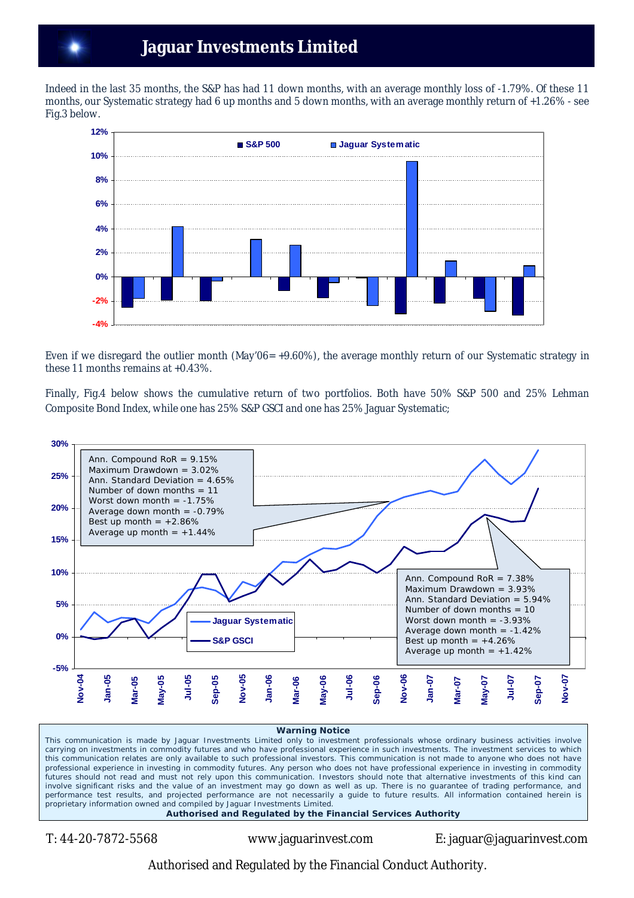# Jaguar Investments Limited

Indeed in the last 35 months, the S&P has had 11 down months, with an average monthly loss of -1.79%. Of these 11 months, our Systematic strategy had 6 up months and 5 down months, with an average monthly return of +1.26% - see Fig.3 below.

S&P 500
Jaguar Systematic

12%
10%
8%
6%
4%
2%
0%
-2%
-4%

Even if we disregard the outlier month (May'06= +9.60%), the average monthly return of our Systematic strategy in these 11 months remains at +0.43%.

Finally, Fig.4 below shows the cumulative return of two portfolios. Both have 50% S&P 500 and 25% Lehman Composite Bond Index, while one has 25% S&P GSCI and one has 25% Jaguar Systematic;

Ann. Compound RoR = 9.15%
Maximum Drawdown = 3.02%
Ann. Standard Deviation = 4.65%
Number of down months = 11
Worst down month = -1.75%
Average down month = -0.79%
Best up month = +2.86%
Average up month = +1.44%

Ann. Compound RoR = 7.38%
Maximum Drawdown = 3.93%
Ann. Standard Deviation = 5.94%
Number of down months = 10
Worst down month = -3.93%
Average down month = -1.42%
Best up month = +4.26%
Average up month = +1.42%

Jaguar Systematic
S&P GSCI

30%
25%
20%
15%
10%
5%
0%
-5%

Nov-04 Jan-05 Mar-05 May-05 Jul-05 Sep-05 Nov-05 Jan-06 Mar-06 May-06 Jul-06 Sep-06 Nov-06 Jan-07 Mar-07 May-07 Jul-07 Sep-07 Nov-07

**Warning Notice**

This communication is made by Jaguar Investments Limited only to investment professionals whose ordinary business activities involve carrying on investments in commodity futures and who have professional experience in such investments. The investment services to which this communication relates are only available to such professional investors. This communication is not made to anyone who does not have professional experience in investing in commodity futures. Any person who does not have professional experience in investing in commodity futures should not read and must not rely upon this communication. Investors should note that alternative investments of this kind can involve significant risks and the value of an investment may go down as well as up. There is no guarantee of trading performance, and performance test results, and projected performance are not necessarily a guide to future results. All information contained herein is proprietary information owned and compiled by Jaguar Investments Limited.

**Authorised and Regulated by the Financial Services Authority**

T: 44-20-7872-5568 www.jaguarinvest.com E: jaguar@jaguarinvest.com

Authorised and Regulated by the Financial Conduct Authority.